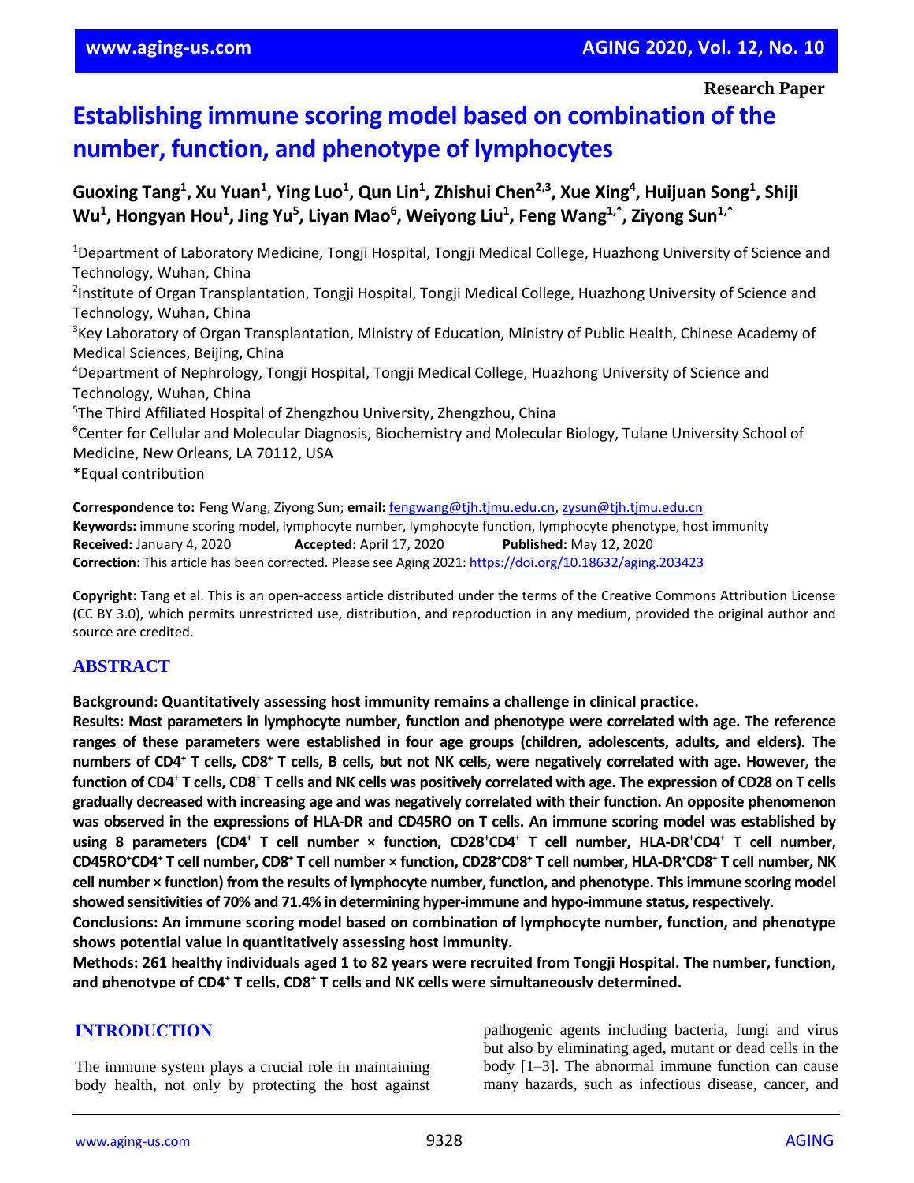Research Paper

# Establishing immune scoring model based on combination of the number, function, and phenotype of lymphocytes

**Guoxing Tang[1], Xu Yuan[1], Ying Luo[1], Qun Lin[1], Zhishui Chen[2,3], Xue Xing[4], Huijuan Song[1], Shiji Wu[1], Hongyan Hou[1], Jing Yu[5], Liyan Mao[6], Weiyong Liu[1], Feng Wang[1,*], Ziyong Sun[1,*]**

[1]Department of Laboratory Medicine, Tongji Hospital, Tongji Medical College, Huazhong University of Science and Technology, Wuhan, China
[2]Institute of Organ Transplantation, Tongji Hospital, Tongji Medical College, Huazhong University of Science and Technology, Wuhan, China
[3]Key Laboratory of Organ Transplantation, Ministry of Education, Ministry of Public Health, Chinese Academy of Medical Sciences, Beijing, China
[4]Department of Nephrology, Tongji Hospital, Tongji Medical College, Huazhong University of Science and Technology, Wuhan, China
[5]The Third Affiliated Hospital of Zhengzhou University, Zhengzhou, China
[6]Center for Cellular and Molecular Diagnosis, Biochemistry and Molecular Biology, Tulane University School of Medicine, New Orleans, LA 70112, USA
*Equal contribution

**Correspondence to:** Feng Wang, Ziyong Sun; **email:** fengwang@tjh.tjmu.edu.cn, zysun@tjh.tjmu.edu.cn
**Keywords:** immune scoring model, lymphocyte number, lymphocyte function, lymphocyte phenotype, host immunity
**Received:** January 4, 2020 **Accepted:** April 17, 2020 **Published:** May 12, 2020
**Correction:** This article has been corrected. Please see Aging 2021: https://doi.org/10.18632/aging.203423

**Copyright:** Tang et al. This is an open-access article distributed under the terms of the Creative Commons Attribution License (CC BY 3.0), which permits unrestricted use, distribution, and reproduction in any medium, provided the original author and source are credited.

## ABSTRACT

**Background: Quantitatively assessing host immunity remains a challenge in clinical practice.**

**Results: Most parameters in lymphocyte number, function and phenotype were correlated with age. The reference ranges of these parameters were established in four age groups (children, adolescents, adults, and elders). The numbers of CD4⁺ T cells, CD8⁺ T cells, B cells, but not NK cells, were negatively correlated with age. However, the function of CD4⁺ T cells, CD8⁺ T cells and NK cells was positively correlated with age. The expression of CD28 on T cells gradually decreased with increasing age and was negatively correlated with their function. An opposite phenomenon was observed in the expressions of HLA-DR and CD45RO on T cells. An immune scoring model was established by using 8 parameters (CD4⁺ T cell number × function, CD28⁺CD4⁺ T cell number, HLA-DR⁺CD4⁺ T cell number, CD45RO⁺CD4⁺ T cell number, CD8⁺ T cell number × function, CD28⁺CD8⁺ T cell number, HLA-DR⁺CD8⁺ T cell number, NK cell number × function) from the results of lymphocyte number, function, and phenotype. This immune scoring model showed sensitivities of 70% and 71.4% in determining hyper-immune and hypo-immune status, respectively.**

**Conclusions: An immune scoring model based on combination of lymphocyte number, function, and phenotype shows potential value in quantitatively assessing host immunity.**

**Methods: 261 healthy individuals aged 1 to 82 years were recruited from Tongji Hospital. The number, function, and phenotype of CD4⁺ T cells, CD8⁺ T cells and NK cells were simultaneously determined.**

## INTRODUCTION

The immune system plays a crucial role in maintaining body health, not only by protecting the host against pathogenic agents including bacteria, fungi and virus but also by eliminating aged, mutant or dead cells in the body [1–3]. The abnormal immune function can cause many hazards, such as infectious disease, cancer, and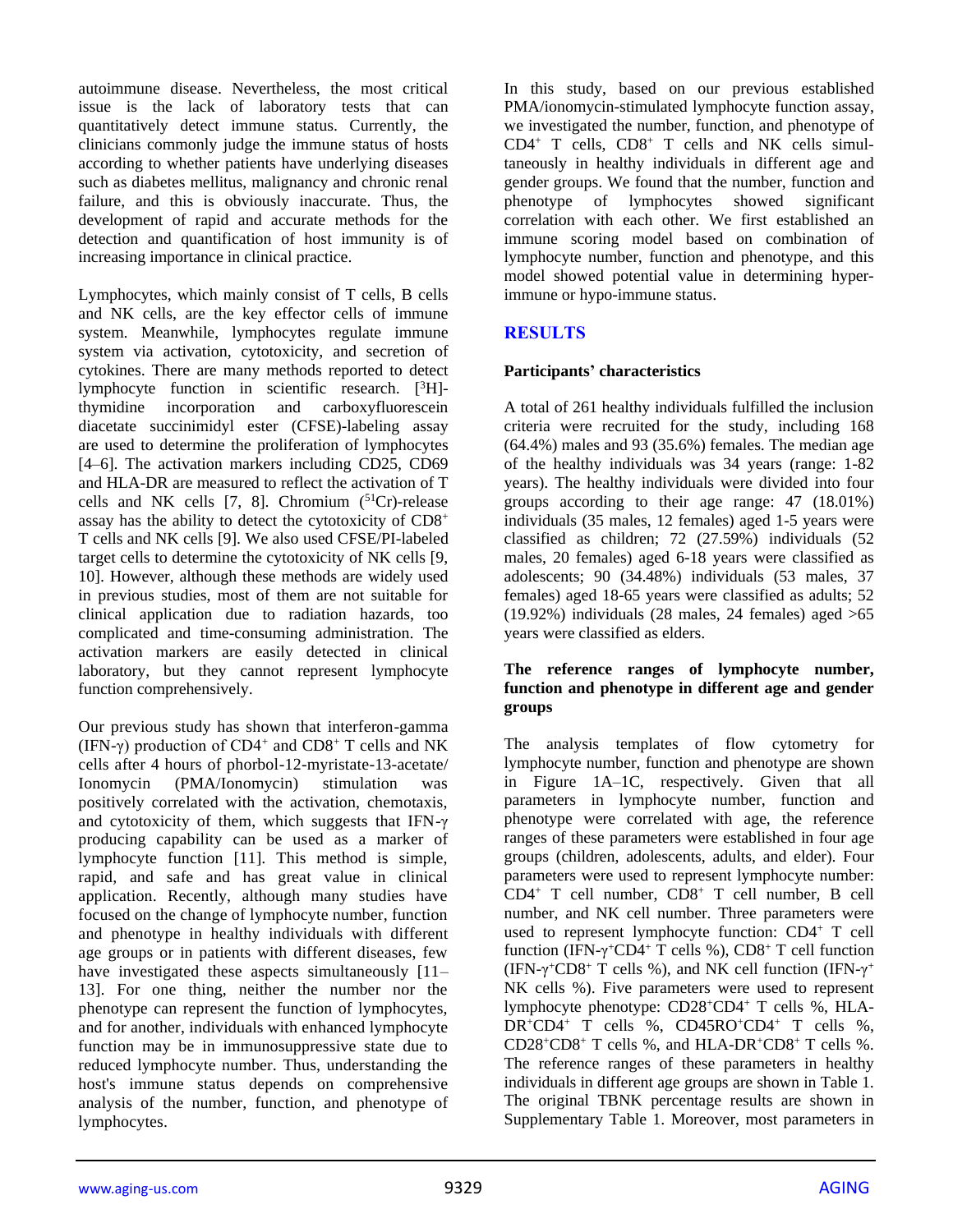autoimmune disease. Nevertheless, the most critical issue is the lack of laboratory tests that can quantitatively detect immune status. Currently, the clinicians commonly judge the immune status of hosts according to whether patients have underlying diseases such as diabetes mellitus, malignancy and chronic renal failure, and this is obviously inaccurate. Thus, the development of rapid and accurate methods for the detection and quantification of host immunity is of increasing importance in clinical practice.

Lymphocytes, which mainly consist of T cells, B cells and NK cells, are the key effector cells of immune system. Meanwhile, lymphocytes regulate immune system via activation, cytotoxicity, and secretion of cytokines. There are many methods reported to detect lymphocyte function in scientific research. [$^{3}$H]-thymidine incorporation and carboxyfluorescein diacetate succinimidyl ester (CFSE)-labeling assay are used to determine the proliferation of lymphocytes [4–6]. The activation markers including CD25, CD69 and HLA-DR are measured to reflect the activation of T cells and NK cells [7, 8]. Chromium ($^{51}$Cr)-release assay has the ability to detect the cytotoxicity of CD8$^{+}$ T cells and NK cells [9]. We also used CFSE/PI-labeled target cells to determine the cytotoxicity of NK cells [9, 10]. However, although these methods are widely used in previous studies, most of them are not suitable for clinical application due to radiation hazards, too complicated and time-consuming administration. The activation markers are easily detected in clinical laboratory, but they cannot represent lymphocyte function comprehensively.

Our previous study has shown that interferon-gamma (IFN-γ) production of CD4$^{+}$ and CD8$^{+}$ T cells and NK cells after 4 hours of phorbol-12-myristate-13-acetate/Ionomycin (PMA/Ionomycin) stimulation was positively correlated with the activation, chemotaxis, and cytotoxicity of them, which suggests that IFN-γ producing capability can be used as a marker of lymphocyte function [11]. This method is simple, rapid, and safe and has great value in clinical application. Recently, although many studies have focused on the change of lymphocyte number, function and phenotype in healthy individuals with different age groups or in patients with different diseases, few have investigated these aspects simultaneously [11–13]. For one thing, neither the number nor the phenotype can represent the function of lymphocytes, and for another, individuals with enhanced lymphocyte function may be in immunosuppressive state due to reduced lymphocyte number. Thus, understanding the host's immune status depends on comprehensive analysis of the number, function, and phenotype of lymphocytes.

In this study, based on our previous established PMA/ionomycin-stimulated lymphocyte function assay, we investigated the number, function, and phenotype of CD4$^{+}$ T cells, CD8$^{+}$ T cells and NK cells simultaneously in healthy individuals in different age and gender groups. We found that the number, function and phenotype of lymphocytes showed significant correlation with each other. We first established an immune scoring model based on combination of lymphocyte number, function and phenotype, and this model showed potential value in determining hyper-immune or hypo-immune status.

## RESULTS

### Participants' characteristics

A total of 261 healthy individuals fulfilled the inclusion criteria were recruited for the study, including 168 (64.4%) males and 93 (35.6%) females. The median age of the healthy individuals was 34 years (range: 1-82 years). The healthy individuals were divided into four groups according to their age range: 47 (18.01%) individuals (35 males, 12 females) aged 1-5 years were classified as children; 72 (27.59%) individuals (52 males, 20 females) aged 6-18 years were classified as adolescents; 90 (34.48%) individuals (53 males, 37 females) aged 18-65 years were classified as adults; 52 (19.92%) individuals (28 males, 24 females) aged >65 years were classified as elders.

### The reference ranges of lymphocyte number, function and phenotype in different age and gender groups

The analysis templates of flow cytometry for lymphocyte number, function and phenotype are shown in Figure 1A–1C, respectively. Given that all parameters in lymphocyte number, function and phenotype were correlated with age, the reference ranges of these parameters were established in four age groups (children, adolescents, adults, and elder). Four parameters were used to represent lymphocyte number: CD4$^{+}$ T cell number, CD8$^{+}$ T cell number, B cell number, and NK cell number. Three parameters were used to represent lymphocyte function: CD4$^{+}$ T cell function (IFN-γ$^{+}$CD4$^{+}$ T cells %), CD8$^{+}$ T cell function (IFN-γ$^{+}$CD8$^{+}$ T cells %), and NK cell function (IFN-γ$^{+}$ NK cells %). Five parameters were used to represent lymphocyte phenotype: CD28$^{+}$CD4$^{+}$ T cells %, HLA-DR$^{+}$CD4$^{+}$ T cells %, CD45RO$^{+}$CD4$^{+}$ T cells %, CD28$^{+}$CD8$^{+}$ T cells %, and HLA-DR$^{+}$CD8$^{+}$ T cells %. The reference ranges of these parameters in healthy individuals in different age groups are shown in Table 1. The original TBNK percentage results are shown in Supplementary Table 1. Moreover, most parameters in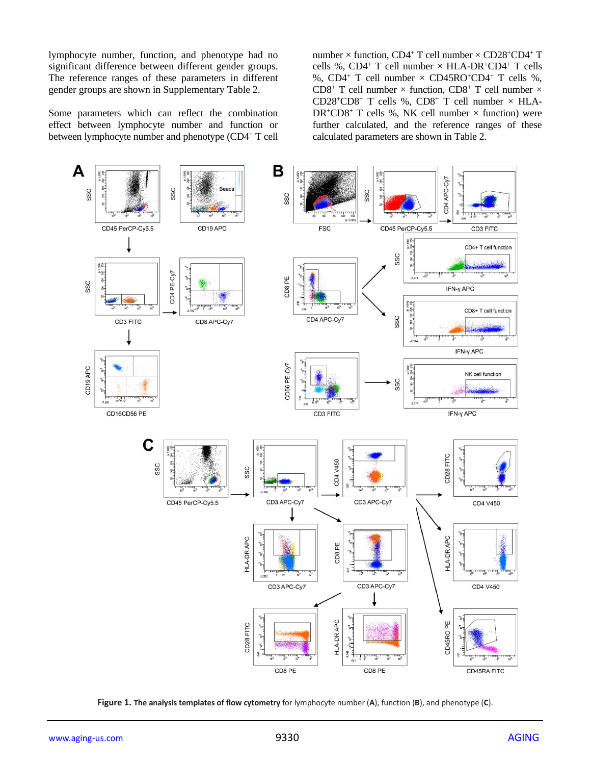lymphocyte number, function, and phenotype had no significant difference between different gender groups. The reference ranges of these parameters in different gender groups are shown in Supplementary Table 2.

Some parameters which can reflect the combination effect between lymphocyte number and function or between lymphocyte number and phenotype ($CD4^+$ T cell number × function, $CD4^+$ T cell number × $CD28^+CD4^+$ T cells %, $CD4^+$ T cell number × HLA-$DR^+CD4^+$ T cells %, $CD4^+$ T cell number × $CD45RO^+CD4^+$ T cells %, $CD8^+$ T cell number × function, $CD8^+$ T cell number × $CD28^+CD8^+$ T cells %, $CD8^+$ T cell number × HLA-$DR^+CD8^+$ T cells %, NK cell number × function) were further calculated, and the reference ranges of these calculated parameters are shown in Table 2.

**Figure 1. The analysis templates of flow cytometry** for lymphocyte number (**A**), function (**B**), and phenotype (**C**).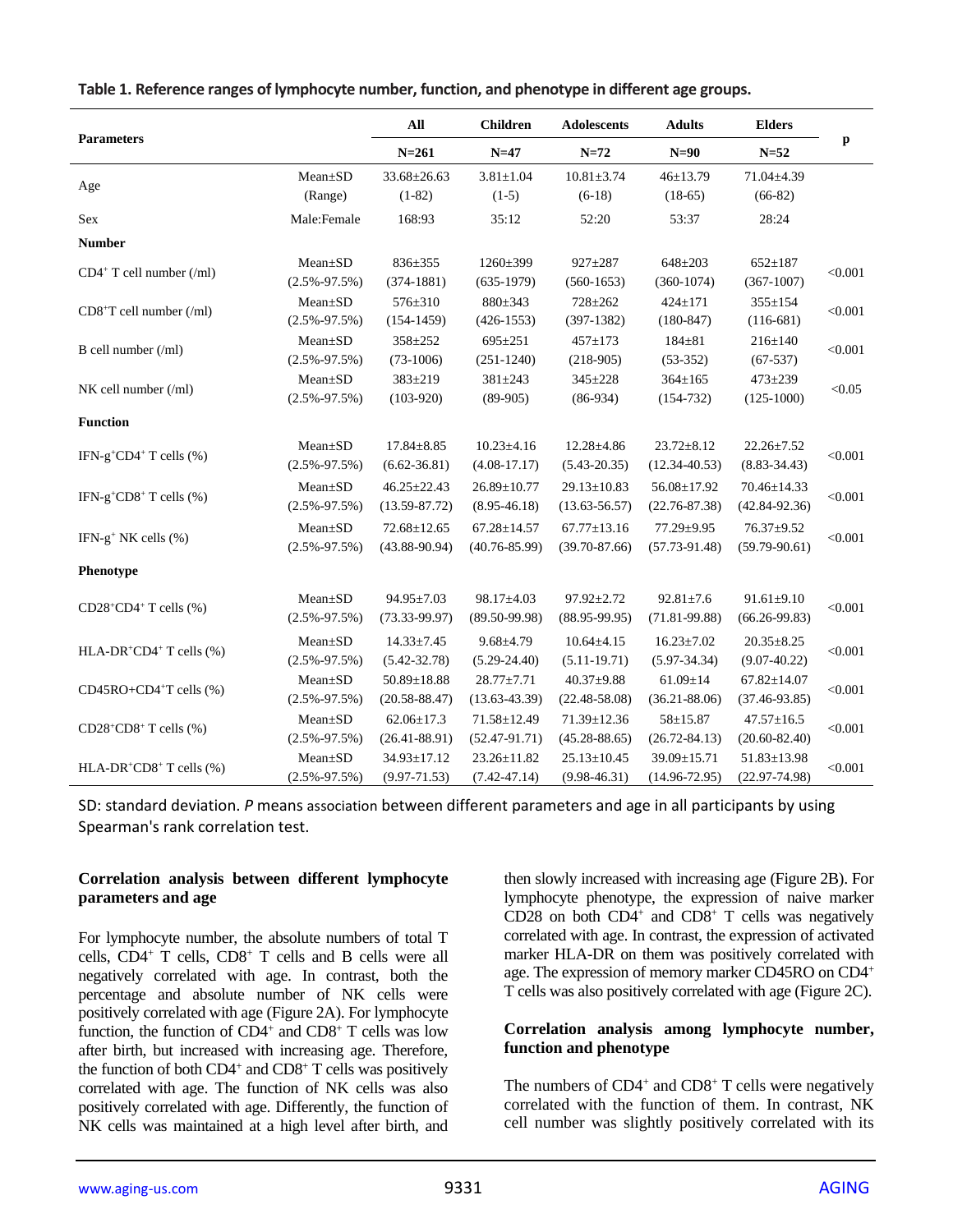**Table 1. Reference ranges of lymphocyte number, function, and phenotype in different age groups.**

| Parameters | | All | Children | Adolescents | Adults | Elders | p |
|---|---|---|---|---|---|---|---|
| | | N=261 | N=47 | N=72 | N=90 | N=52 | |
| Age | Mean±SD (Range) | 33.68±26.63 (1-82) | 3.81±1.04 (1-5) | 10.81±3.74 (6-18) | 46±13.79 (18-65) | 71.04±4.39 (66-82) | |
| Sex | Male:Female | 168:93 | 35:12 | 52:20 | 53:37 | 28:24 | |
| **Number** | | | | | | | |
| $CD4^+$ T cell number (/ml) | Mean±SD (2.5%-97.5%) | 836±355 (374-1881) | 1260±399 (635-1979) | 927±287 (560-1653) | 648±203 (360-1074) | 652±187 (367-1007) | <0.001 |
| $CD8^+$T cell number (/ml) | Mean±SD (2.5%-97.5%) | 576±310 (154-1459) | 880±343 (426-1553) | 728±262 (397-1382) | 424±171 (180-847) | 355±154 (116-681) | <0.001 |
| B cell number (/ml) | Mean±SD (2.5%-97.5%) | 358±252 (73-1006) | 695±251 (251-1240) | 457±173 (218-905) | 184±81 (53-352) | 216±140 (67-537) | <0.001 |
| NK cell number (/ml) | Mean±SD (2.5%-97.5%) | 383±219 (103-920) | 381±243 (89-905) | 345±228 (86-934) | 364±165 (154-732) | 473±239 (125-1000) | <0.05 |
| **Function** | | | | | | | |
| IFN-$g^+CD4^+$ T cells (%) | Mean±SD (2.5%-97.5%) | 17.84±8.85 (6.62-36.81) | 10.23±4.16 (4.08-17.17) | 12.28±4.86 (5.43-20.35) | 23.72±8.12 (12.34-40.53) | 22.26±7.52 (8.83-34.43) | <0.001 |
| IFN-$g^+CD8^+$ T cells (%) | Mean±SD (2.5%-97.5%) | 46.25±22.43 (13.59-87.72) | 26.89±10.77 (8.95-46.18) | 29.13±10.83 (13.63-56.57) | 56.08±17.92 (22.76-87.38) | 70.46±14.33 (42.84-92.36) | <0.001 |
| IFN-$g^+$ NK cells (%) | Mean±SD (2.5%-97.5%) | 72.68±12.65 (43.88-90.94) | 67.28±14.57 (40.76-85.99) | 67.77±13.16 (39.70-87.66) | 77.29±9.95 (57.73-91.48) | 76.37±9.52 (59.79-90.61) | <0.001 |
| **Phenotype** | | | | | | | |
| $CD28^+CD4^+$ T cells (%) | Mean±SD (2.5%-97.5%) | 94.95±7.03 (73.33-99.97) | 98.17±4.03 (89.50-99.98) | 97.92±2.72 (88.95-99.95) | 92.81±7.6 (71.81-99.88) | 91.61±9.10 (66.26-99.83) | <0.001 |
| HLA-$DR^+CD4^+$ T cells (%) | Mean±SD (2.5%-97.5%) | 14.33±7.45 (5.42-32.78) | 9.68±4.79 (5.29-24.40) | 10.64±4.15 (5.11-19.71) | 16.23±7.02 (5.97-34.34) | 20.35±8.25 (9.07-40.22) | <0.001 |
| CD45RO+$CD4^+$T cells (%) | Mean±SD (2.5%-97.5%) | 50.89±18.88 (20.58-88.47) | 28.77±7.71 (13.63-43.39) | 40.37±9.88 (22.48-58.08) | 61.09±14 (36.21-88.06) | 67.82±14.07 (37.46-93.85) | <0.001 |
| $CD28^+CD8^+$ T cells (%) | Mean±SD (2.5%-97.5%) | 62.06±17.3 (26.41-88.91) | 71.58±12.49 (52.47-91.71) | 71.39±12.36 (45.28-88.65) | 58±15.87 (26.72-84.13) | 47.57±16.5 (20.60-82.40) | <0.001 |
| HLA-$DR^+CD8^+$ T cells (%) | Mean±SD (2.5%-97.5%) | 34.93±17.12 (9.97-71.53) | 23.26±11.82 (7.42-47.14) | 25.13±10.45 (9.98-46.31) | 39.09±15.71 (14.96-72.95) | 51.83±13.98 (22.97-74.98) | <0.001 |

SD: standard deviation. *P* means association between different parameters and age in all participants by using Spearman's rank correlation test.

**Correlation analysis between different lymphocyte parameters and age**

For lymphocyte number, the absolute numbers of total T cells, $CD4^+$ T cells, $CD8^+$ T cells and B cells were all negatively correlated with age. In contrast, both the percentage and absolute number of NK cells were positively correlated with age (Figure 2A). For lymphocyte function, the function of $CD4^+$ and $CD8^+$ T cells was low after birth, but increased with increasing age. Therefore, the function of both $CD4^+$ and $CD8^+$ T cells was positively correlated with age. The function of NK cells was also positively correlated with age. Differently, the function of NK cells was maintained at a high level after birth, and then slowly increased with increasing age (Figure 2B). For lymphocyte phenotype, the expression of naive marker CD28 on both $CD4^+$ and $CD8^+$ T cells was negatively correlated with age. In contrast, the expression of activated marker HLA-DR on them was positively correlated with age. The expression of memory marker CD45RO on $CD4^+$ T cells was also positively correlated with age (Figure 2C).

**Correlation analysis among lymphocyte number, function and phenotype**

The numbers of $CD4^+$ and $CD8^+$ T cells were negatively correlated with the function of them. In contrast, NK cell number was slightly positively correlated with its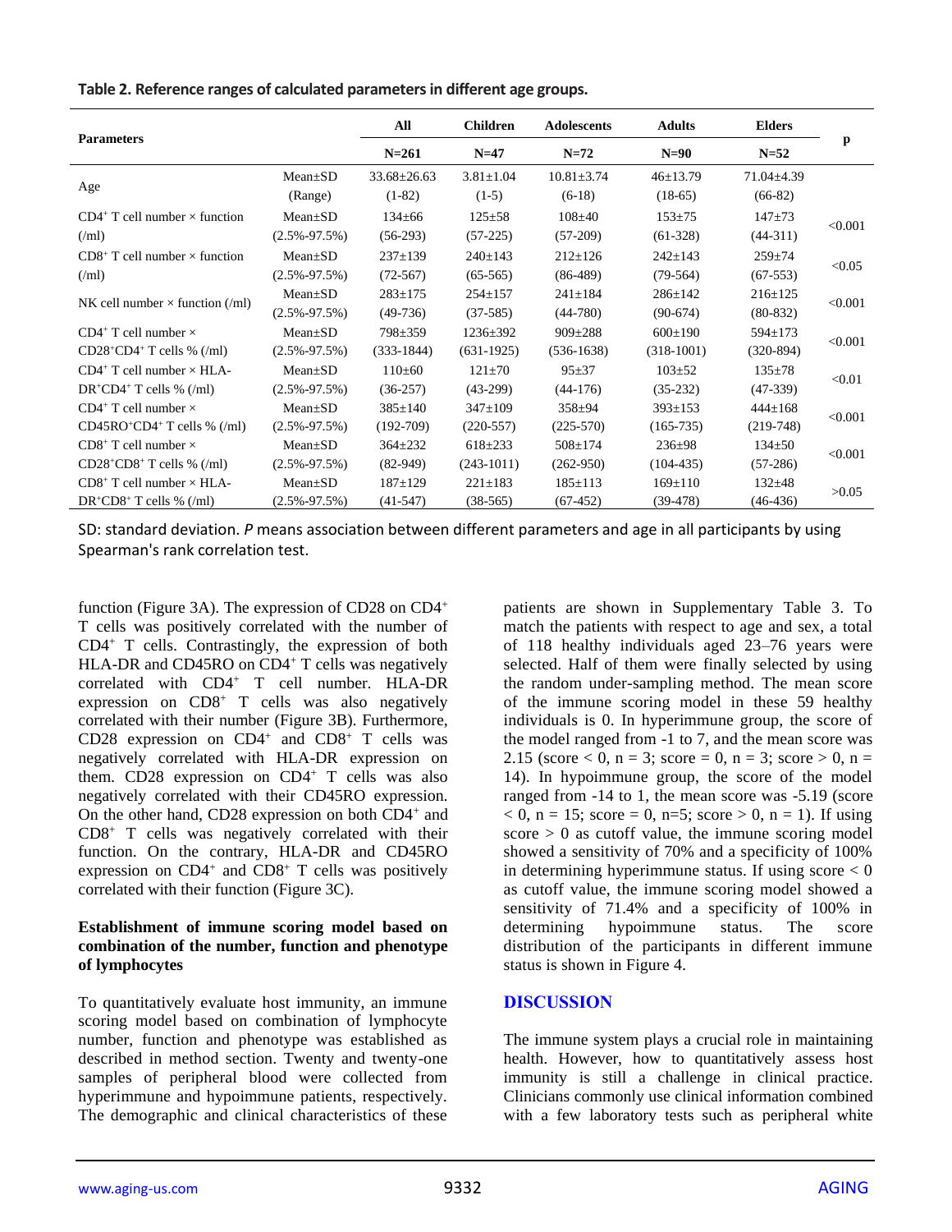**Table 2. Reference ranges of calculated parameters in different age groups.**

| Parameters | | All | Children | Adolescents | Adults | Elders | p |
|---|---|---|---|---|---|---|---|
| | | N=261 | N=47 | N=72 | N=90 | N=52 | |
| Age | Mean±SD (Range) | 33.68±26.63 (1-82) | 3.81±1.04 (1-5) | 10.81±3.74 (6-18) | 46±13.79 (18-65) | 71.04±4.39 (66-82) | |
| $CD4^+$ T cell number × function (/ml) | Mean±SD (2.5%-97.5%) | 134±66 (56-293) | 125±58 (57-225) | 108±40 (57-209) | 153±75 (61-328) | 147±73 (44-311) | <0.001 |
| $CD8^+$ T cell number × function (/ml) | Mean±SD (2.5%-97.5%) | 237±139 (72-567) | 240±143 (65-565) | 212±126 (86-489) | 242±143 (79-564) | 259±74 (67-553) | <0.05 |
| NK cell number × function (/ml) | Mean±SD (2.5%-97.5%) | 283±175 (49-736) | 254±157 (37-585) | 241±184 (44-780) | 286±142 (90-674) | 216±125 (80-832) | <0.001 |
| $CD4^+$ T cell number × $CD28^+CD4^+$ T cells % (/ml) | Mean±SD (2.5%-97.5%) | 798±359 (333-1844) | 1236±392 (631-1925) | 909±288 (536-1638) | 600±190 (318-1001) | 594±173 (320-894) | <0.001 |
| $CD4^+$ T cell number × HLA-$DR^+CD4^+$ T cells % (/ml) | Mean±SD (2.5%-97.5%) | 110±60 (36-257) | 121±70 (43-299) | 95±37 (44-176) | 103±52 (35-232) | 135±78 (47-339) | <0.01 |
| $CD4^+$ T cell number × $CD45RO^+CD4^+$ T cells % (/ml) | Mean±SD (2.5%-97.5%) | 385±140 (192-709) | 347±109 (220-557) | 358±94 (225-570) | 393±153 (165-735) | 444±168 (219-748) | <0.001 |
| $CD8^+$ T cell number × $CD28^+CD8^+$ T cells % (/ml) | Mean±SD (2.5%-97.5%) | 364±232 (82-949) | 618±233 (243-1011) | 508±174 (262-950) | 236±98 (104-435) | 134±50 (57-286) | <0.001 |
| $CD8^+$ T cell number × HLA-$DR^+CD8^+$ T cells % (/ml) | Mean±SD (2.5%-97.5%) | 187±129 (41-547) | 221±183 (38-565) | 185±113 (67-452) | 169±110 (39-478) | 132±48 (46-436) | >0.05 |

SD: standard deviation. *P* means association between different parameters and age in all participants by using Spearman's rank correlation test.

function (Figure 3A). The expression of CD28 on $CD4^+$ T cells was positively correlated with the number of $CD4^+$ T cells. Contrastingly, the expression of both HLA-DR and CD45RO on $CD4^+$ T cells was negatively correlated with $CD4^+$ T cell number. HLA-DR expression on $CD8^+$ T cells was also negatively correlated with their number (Figure 3B). Furthermore, CD28 expression on $CD4^+$ and $CD8^+$ T cells was negatively correlated with HLA-DR expression on them. CD28 expression on $CD4^+$ T cells was also negatively correlated with their CD45RO expression. On the other hand, CD28 expression on both $CD4^+$ and $CD8^+$ T cells was negatively correlated with their function. On the contrary, HLA-DR and CD45RO expression on $CD4^+$ and $CD8^+$ T cells was positively correlated with their function (Figure 3C).

**Establishment of immune scoring model based on combination of the number, function and phenotype of lymphocytes**

To quantitatively evaluate host immunity, an immune scoring model based on combination of lymphocyte number, function and phenotype was established as described in method section. Twenty and twenty-one samples of peripheral blood were collected from hyperimmune and hypoimmune patients, respectively. The demographic and clinical characteristics of these patients are shown in Supplementary Table 3. To match the patients with respect to age and sex, a total of 118 healthy individuals aged 23–76 years were selected. Half of them were finally selected by using the random under-sampling method. The mean score of the immune scoring model in these 59 healthy individuals is 0. In hyperimmune group, the score of the model ranged from -1 to 7, and the mean score was 2.15 (score < 0, n = 3; score = 0, n = 3; score > 0, n = 14). In hypoimmune group, the score of the model ranged from -14 to 1, the mean score was -5.19 (score < 0, n = 15; score = 0, n=5; score > 0, n = 1). If using score > 0 as cutoff value, the immune scoring model showed a sensitivity of 70% and a specificity of 100% in determining hyperimmune status. If using score < 0 as cutoff value, the immune scoring model showed a sensitivity of 71.4% and a specificity of 100% in determining hypoimmune status. The score distribution of the participants in different immune status is shown in Figure 4.

## DISCUSSION

The immune system plays a crucial role in maintaining health. However, how to quantitatively assess host immunity is still a challenge in clinical practice. Clinicians commonly use clinical information combined with a few laboratory tests such as peripheral white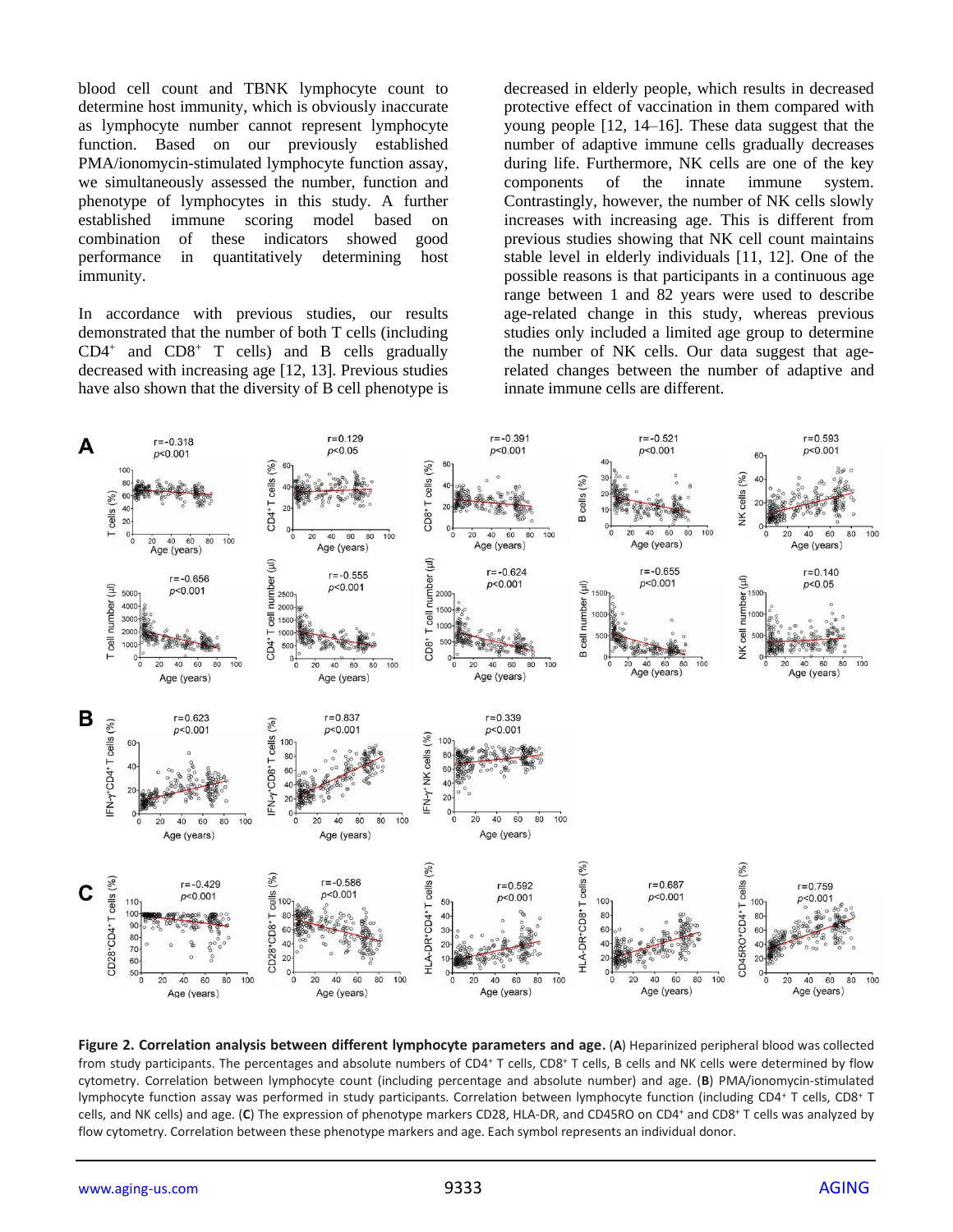blood cell count and TBNK lymphocyte count to determine host immunity, which is obviously inaccurate as lymphocyte number cannot represent lymphocyte function. Based on our previously established PMA/ionomycin-stimulated lymphocyte function assay, we simultaneously assessed the number, function and phenotype of lymphocytes in this study. A further established immune scoring model based on combination of these indicators showed good performance in quantitatively determining host immunity.

In accordance with previous studies, our results demonstrated that the number of both T cells (including CD4⁺ and CD8⁺ T cells) and B cells gradually decreased with increasing age [12, 13]. Previous studies have also shown that the diversity of B cell phenotype is decreased in elderly people, which results in decreased protective effect of vaccination in them compared with young people [12, 14–16]. These data suggest that the number of adaptive immune cells gradually decreases during life. Furthermore, NK cells are one of the key components of the innate immune system. Contrastingly, however, the number of NK cells slowly increases with increasing age. This is different from previous studies showing that NK cell count maintains stable level in elderly individuals [11, 12]. One of the possible reasons is that participants in a continuous age range between 1 and 82 years were used to describe age-related change in this study, whereas previous studies only included a limited age group to determine the number of NK cells. Our data suggest that age-related changes between the number of adaptive and innate immune cells are different.

**Figure 2. Correlation analysis between different lymphocyte parameters and age.** (**A**) Heparinized peripheral blood was collected from study participants. The percentages and absolute numbers of CD4⁺ T cells, CD8⁺ T cells, B cells and NK cells were determined by flow cytometry. Correlation between lymphocyte count (including percentage and absolute number) and age. (**B**) PMA/ionomycin-stimulated lymphocyte function assay was performed in study participants. Correlation between lymphocyte function (including CD4⁺ T cells, CD8⁺ T cells, and NK cells) and age. (**C**) The expression of phenotype markers CD28, HLA-DR, and CD45RO on CD4⁺ and CD8⁺ T cells was analyzed by flow cytometry. Correlation between these phenotype markers and age. Each symbol represents an individual donor.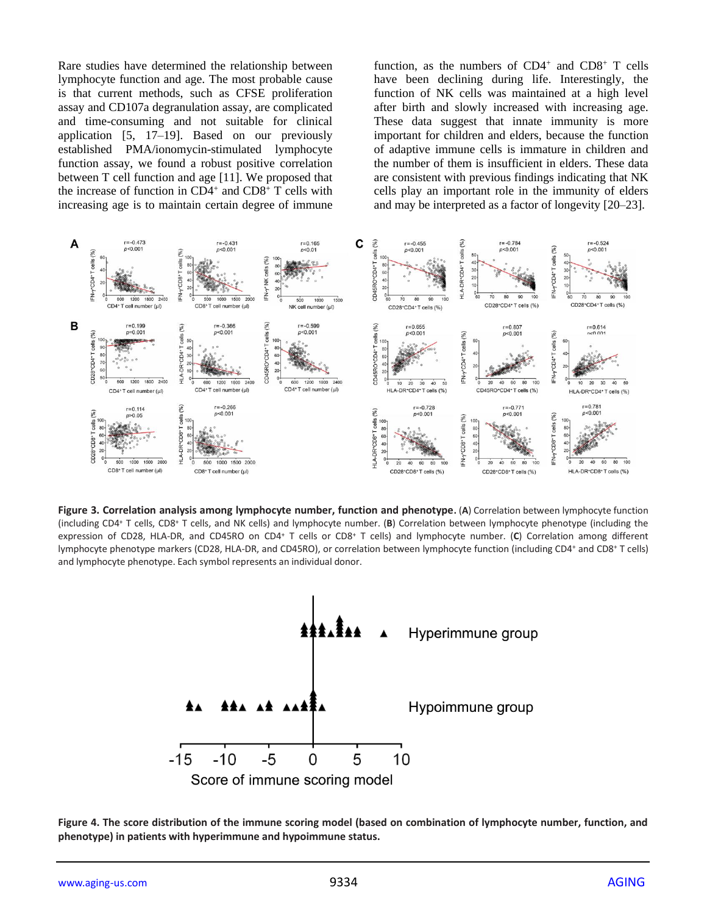Rare studies have determined the relationship between lymphocyte function and age. The most probable cause is that current methods, such as CFSE proliferation assay and CD107a degranulation assay, are complicated and time-consuming and not suitable for clinical application [5, 17–19]. Based on our previously established PMA/ionomycin-stimulated lymphocyte function assay, we found a robust positive correlation between T cell function and age [11]. We proposed that the increase of function in $CD4^+$ and $CD8^+$ T cells with increasing age is to maintain certain degree of immune function, as the numbers of $CD4^+$ and $CD8^+$ T cells have been declining during life. Interestingly, the function of NK cells was maintained at a high level after birth and slowly increased with increasing age. These data suggest that innate immunity is more important for children and elders, because the function of adaptive immune cells is immature in children and the number of them is insufficient in elders. These data are consistent with previous findings indicating that NK cells play an important role in the immunity of elders and may be interpreted as a factor of longevity [20–23].

**Figure 3. Correlation analysis among lymphocyte number, function and phenotype.** (**A**) Correlation between lymphocyte function (including $CD4^+$ T cells, $CD8^+$ T cells, and NK cells) and lymphocyte number. (**B**) Correlation between lymphocyte phenotype (including the expression of CD28, HLA-DR, and CD45RO on $CD4^+$ T cells or $CD8^+$ T cells) and lymphocyte number. (**C**) Correlation among different lymphocyte phenotype markers (CD28, HLA-DR, and CD45RO), or correlation between lymphocyte function (including $CD4^+$ and $CD8^+$ T cells) and lymphocyte phenotype. Each symbol represents an individual donor.

**Figure 4. The score distribution of the immune scoring model (based on combination of lymphocyte number, function, and phenotype) in patients with hyperimmune and hypoimmune status.**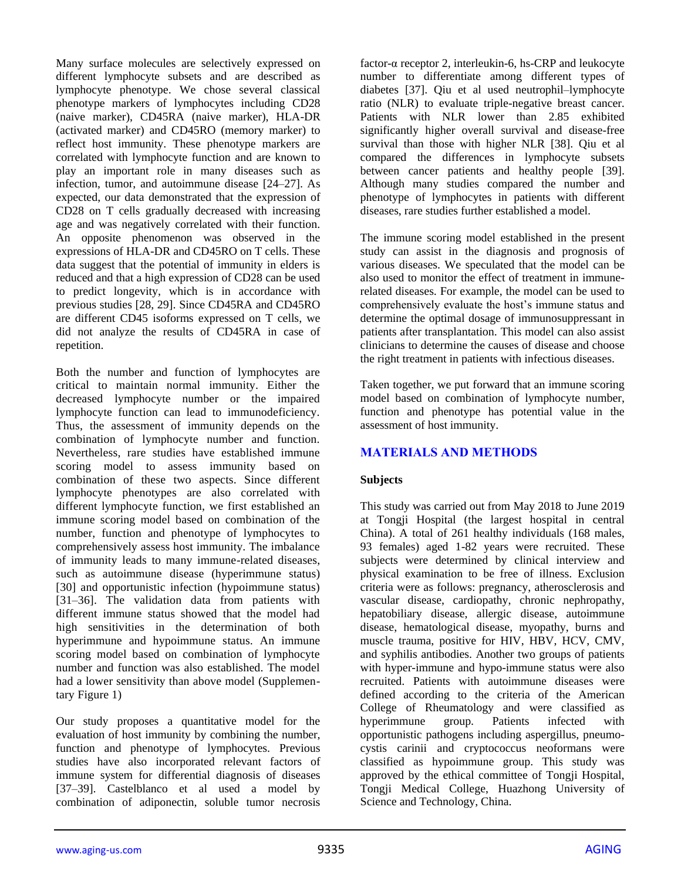Many surface molecules are selectively expressed on different lymphocyte subsets and are described as lymphocyte phenotype. We chose several classical phenotype markers of lymphocytes including CD28 (naive marker), CD45RA (naive marker), HLA-DR (activated marker) and CD45RO (memory marker) to reflect host immunity. These phenotype markers are correlated with lymphocyte function and are known to play an important role in many diseases such as infection, tumor, and autoimmune disease [24–27]. As expected, our data demonstrated that the expression of CD28 on T cells gradually decreased with increasing age and was negatively correlated with their function. An opposite phenomenon was observed in the expressions of HLA-DR and CD45RO on T cells. These data suggest that the potential of immunity in elders is reduced and that a high expression of CD28 can be used to predict longevity, which is in accordance with previous studies [28, 29]. Since CD45RA and CD45RO are different CD45 isoforms expressed on T cells, we did not analyze the results of CD45RA in case of repetition.

Both the number and function of lymphocytes are critical to maintain normal immunity. Either the decreased lymphocyte number or the impaired lymphocyte function can lead to immunodeficiency. Thus, the assessment of immunity depends on the combination of lymphocyte number and function. Nevertheless, rare studies have established immune scoring model to assess immunity based on combination of these two aspects. Since different lymphocyte phenotypes are also correlated with different lymphocyte function, we first established an immune scoring model based on combination of the number, function and phenotype of lymphocytes to comprehensively assess host immunity. The imbalance of immunity leads to many immune-related diseases, such as autoimmune disease (hyperimmune status) [30] and opportunistic infection (hypoimmune status) [31–36]. The validation data from patients with different immune status showed that the model had high sensitivities in the determination of both hyperimmune and hypoimmune status. An immune scoring model based on combination of lymphocyte number and function was also established. The model had a lower sensitivity than above model (Supplementary Figure 1)

Our study proposes a quantitative model for the evaluation of host immunity by combining the number, function and phenotype of lymphocytes. Previous studies have also incorporated relevant factors of immune system for differential diagnosis of diseases [37–39]. Castelblanco et al used a model by combination of adiponectin, soluble tumor necrosis factor-α receptor 2, interleukin-6, hs-CRP and leukocyte number to differentiate among different types of diabetes [37]. Qiu et al used neutrophil–lymphocyte ratio (NLR) to evaluate triple-negative breast cancer. Patients with NLR lower than 2.85 exhibited significantly higher overall survival and disease-free survival than those with higher NLR [38]. Qiu et al compared the differences in lymphocyte subsets between cancer patients and healthy people [39]. Although many studies compared the number and phenotype of lymphocytes in patients with different diseases, rare studies further established a model.

The immune scoring model established in the present study can assist in the diagnosis and prognosis of various diseases. We speculated that the model can be also used to monitor the effect of treatment in immune-related diseases. For example, the model can be used to comprehensively evaluate the host's immune status and determine the optimal dosage of immunosuppressant in patients after transplantation. This model can also assist clinicians to determine the causes of disease and choose the right treatment in patients with infectious diseases.

Taken together, we put forward that an immune scoring model based on combination of lymphocyte number, function and phenotype has potential value in the assessment of host immunity.

## MATERIALS AND METHODS

### Subjects

This study was carried out from May 2018 to June 2019 at Tongji Hospital (the largest hospital in central China). A total of 261 healthy individuals (168 males, 93 females) aged 1-82 years were recruited. These subjects were determined by clinical interview and physical examination to be free of illness. Exclusion criteria were as follows: pregnancy, atherosclerosis and vascular disease, cardiopathy, chronic nephropathy, hepatobiliary disease, allergic disease, autoimmune disease, hematological disease, myopathy, burns and muscle trauma, positive for HIV, HBV, HCV, CMV, and syphilis antibodies. Another two groups of patients with hyper-immune and hypo-immune status were also recruited. Patients with autoimmune diseases were defined according to the criteria of the American College of Rheumatology and were classified as hyperimmune group. Patients infected with opportunistic pathogens including aspergillus, pneumocystis carinii and cryptococcus neoformans were classified as hypoimmune group. This study was approved by the ethical committee of Tongji Hospital, Tongji Medical College, Huazhong University of Science and Technology, China.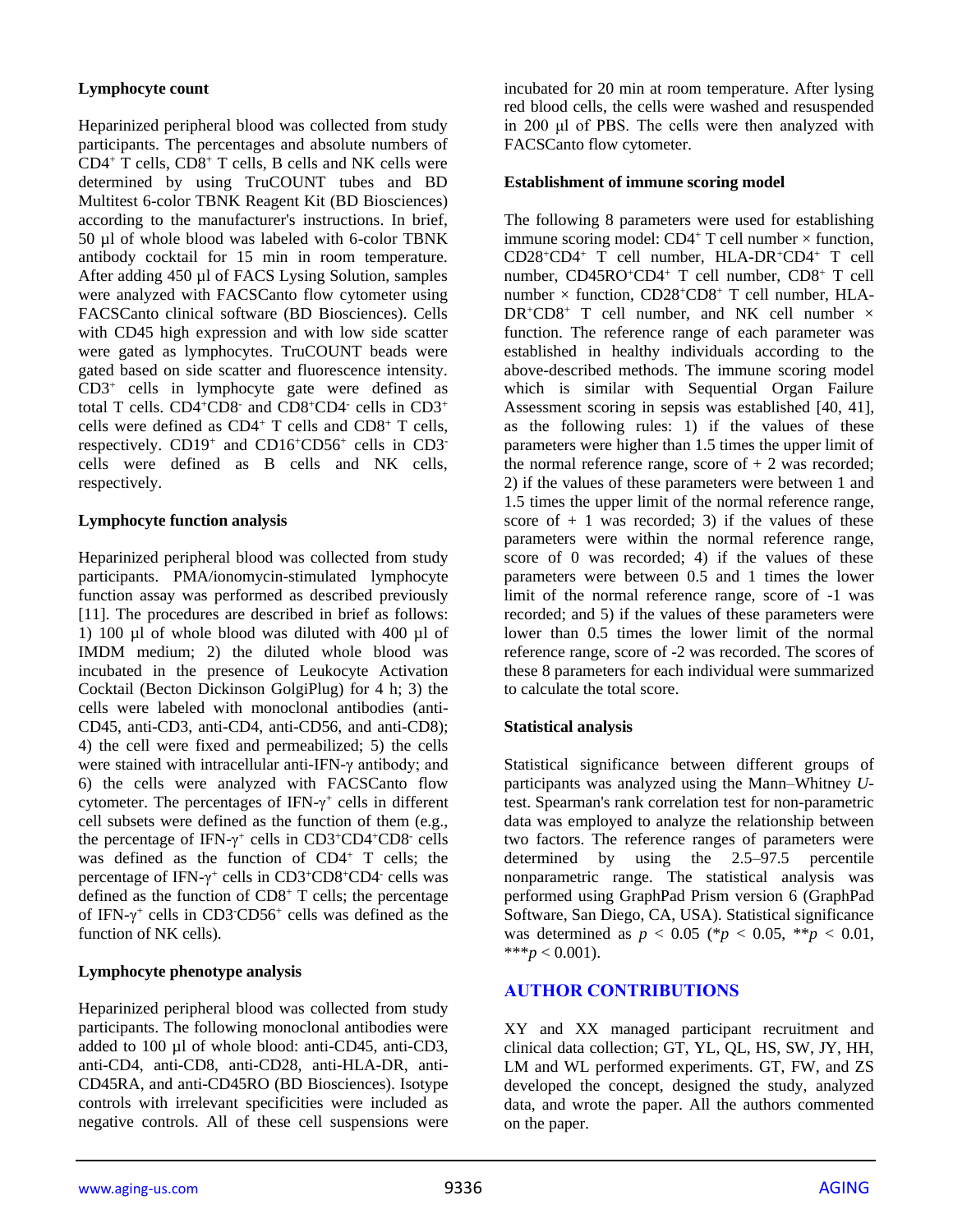### Lymphocyte count

Heparinized peripheral blood was collected from study participants. The percentages and absolute numbers of $CD4^+$ T cells, $CD8^+$ T cells, B cells and NK cells were determined by using TruCOUNT tubes and BD Multitest 6-color TBNK Reagent Kit (BD Biosciences) according to the manufacturer's instructions. In brief, 50 µl of whole blood was labeled with 6-color TBNK antibody cocktail for 15 min in room temperature. After adding 450 µl of FACS Lysing Solution, samples were analyzed with FACSCanto flow cytometer using FACSCanto clinical software (BD Biosciences). Cells with CD45 high expression and with low side scatter were gated as lymphocytes. TruCOUNT beads were gated based on side scatter and fluorescence intensity. $CD3^+$ cells in lymphocyte gate were defined as total T cells. $CD4^+CD8^-$ and $CD8^+CD4^-$ cells in $CD3^+$ cells were defined as $CD4^+$ T cells and $CD8^+$ T cells, respectively. $CD19^+$ and $CD16^+CD56^+$ cells in $CD3^-$ cells were defined as B cells and NK cells, respectively.

### Lymphocyte function analysis

Heparinized peripheral blood was collected from study participants. PMA/ionomycin-stimulated lymphocyte function assay was performed as described previously [11]. The procedures are described in brief as follows: 1) 100 µl of whole blood was diluted with 400 µl of IMDM medium; 2) the diluted whole blood was incubated in the presence of Leukocyte Activation Cocktail (Becton Dickinson GolgiPlug) for 4 h; 3) the cells were labeled with monoclonal antibodies (anti-CD45, anti-CD3, anti-CD4, anti-CD56, and anti-CD8); 4) the cell were fixed and permeabilized; 5) the cells were stained with intracellular anti-IFN-γ antibody; and 6) the cells were analyzed with FACSCanto flow cytometer. The percentages of IFN-$\gamma^+$ cells in different cell subsets were defined as the function of them (e.g., the percentage of IFN-$\gamma^+$ cells in $CD3^+CD4^+CD8^-$ cells was defined as the function of $CD4^+$ T cells; the percentage of IFN-$\gamma^+$ cells in $CD3^+CD8^+CD4^-$ cells was defined as the function of $CD8^+$ T cells; the percentage of IFN-$\gamma^+$ cells in $CD3^-CD56^+$ cells was defined as the function of NK cells).

### Lymphocyte phenotype analysis

Heparinized peripheral blood was collected from study participants. The following monoclonal antibodies were added to 100 µl of whole blood: anti-CD45, anti-CD3, anti-CD4, anti-CD8, anti-CD28, anti-HLA-DR, anti-CD45RA, and anti-CD45RO (BD Biosciences). Isotype controls with irrelevant specificities were included as negative controls. All of these cell suspensions were incubated for 20 min at room temperature. After lysing red blood cells, the cells were washed and resuspended in 200 µl of PBS. The cells were then analyzed with FACSCanto flow cytometer.

### Establishment of immune scoring model

The following 8 parameters were used for establishing immune scoring model: $CD4^+$ T cell number × function, $CD28^+CD4^+$ T cell number, HLA-$DR^+CD4^+$ T cell number, $CD45RO^+CD4^+$ T cell number, $CD8^+$ T cell number × function, $CD28^+CD8^+$ T cell number, HLA-$DR^+CD8^+$ T cell number, and NK cell number × function. The reference range of each parameter was established in healthy individuals according to the above-described methods. The immune scoring model which is similar with Sequential Organ Failure Assessment scoring in sepsis was established [40, 41], as the following rules: 1) if the values of these parameters were higher than 1.5 times the upper limit of the normal reference range, score of + 2 was recorded; 2) if the values of these parameters were between 1 and 1.5 times the upper limit of the normal reference range, score of + 1 was recorded; 3) if the values of these parameters were within the normal reference range, score of 0 was recorded; 4) if the values of these parameters were between 0.5 and 1 times the lower limit of the normal reference range, score of -1 was recorded; and 5) if the values of these parameters were lower than 0.5 times the lower limit of the normal reference range, score of -2 was recorded. The scores of these 8 parameters for each individual were summarized to calculate the total score.

### Statistical analysis

Statistical significance between different groups of participants was analyzed using the Mann–Whitney *U*-test. Spearman's rank correlation test for non-parametric data was employed to analyze the relationship between two factors. The reference ranges of parameters were determined by using the 2.5–97.5 percentile nonparametric range. The statistical analysis was performed using GraphPad Prism version 6 (GraphPad Software, San Diego, CA, USA). Statistical significance was determined as $p < 0.05$ (*$p < 0.05$, **$p < 0.01$, ***$p < 0.001$).

## AUTHOR CONTRIBUTIONS

XY and XX managed participant recruitment and clinical data collection; GT, YL, QL, HS, SW, JY, HH, LM and WL performed experiments. GT, FW, and ZS developed the concept, designed the study, analyzed data, and wrote the paper. All the authors commented on the paper.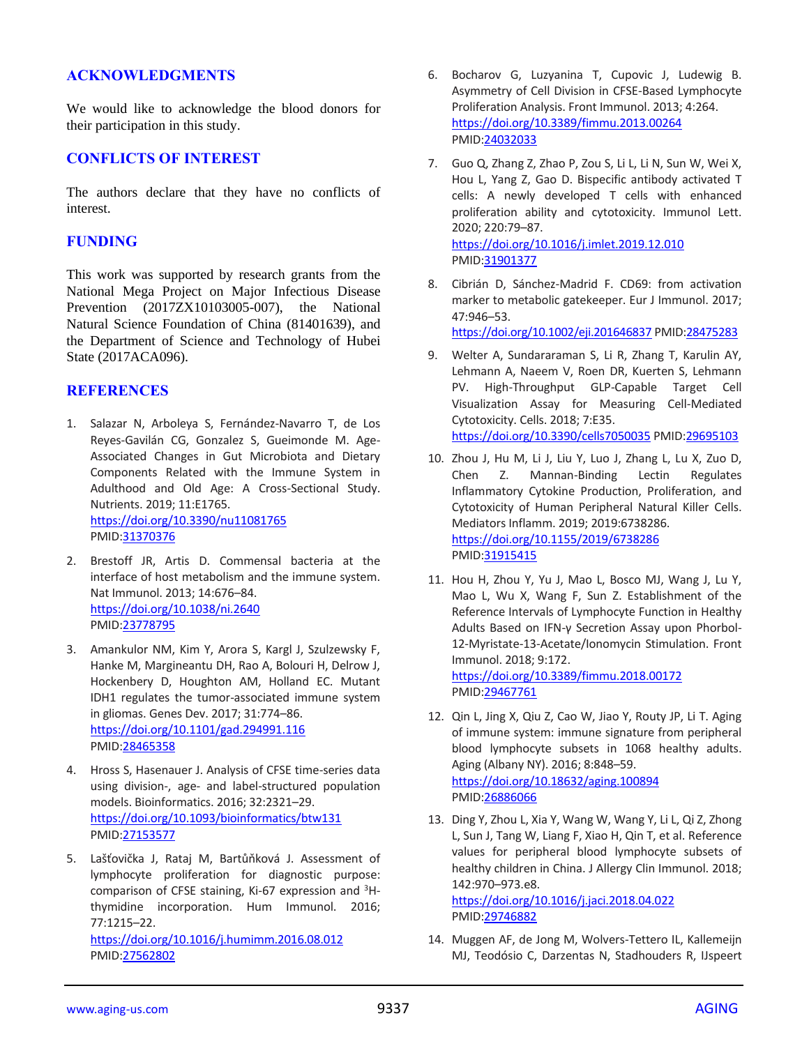## ACKNOWLEDGMENTS

We would like to acknowledge the blood donors for their participation in this study.

## CONFLICTS OF INTEREST

The authors declare that they have no conflicts of interest.

## FUNDING

This work was supported by research grants from the National Mega Project on Major Infectious Disease Prevention (2017ZX10103005-007), the National Natural Science Foundation of China (81401639), and the Department of Science and Technology of Hubei State (2017ACA096).

## REFERENCES

1. Salazar N, Arboleya S, Fernández-Navarro T, de Los Reyes-Gavilán CG, Gonzalez S, Gueimonde M. Age-Associated Changes in Gut Microbiota and Dietary Components Related with the Immune System in Adulthood and Old Age: A Cross-Sectional Study. Nutrients. 2019; 11:E1765. https://doi.org/10.3390/nu11081765 PMID:31370376

2. Brestoff JR, Artis D. Commensal bacteria at the interface of host metabolism and the immune system. Nat Immunol. 2013; 14:676–84. https://doi.org/10.1038/ni.2640 PMID:23778795

3. Amankulor NM, Kim Y, Arora S, Kargl J, Szulzewsky F, Hanke M, Margineantu DH, Rao A, Bolouri H, Delrow J, Hockenbery D, Houghton AM, Holland EC. Mutant IDH1 regulates the tumor-associated immune system in gliomas. Genes Dev. 2017; 31:774–86. https://doi.org/10.1101/gad.294991.116 PMID:28465358

4. Hross S, Hasenauer J. Analysis of CFSE time-series data using division-, age- and label-structured population models. Bioinformatics. 2016; 32:2321–29. https://doi.org/10.1093/bioinformatics/btw131 PMID:27153577

5. Lašťovička J, Rataj M, Bartůňková J. Assessment of lymphocyte proliferation for diagnostic purpose: comparison of CFSE staining, Ki-67 expression and $^{3}$H-thymidine incorporation. Hum Immunol. 2016; 77:1215–22. https://doi.org/10.1016/j.humimm.2016.08.012 PMID:27562802

6. Bocharov G, Luzyanina T, Cupovic J, Ludewig B. Asymmetry of Cell Division in CFSE-Based Lymphocyte Proliferation Analysis. Front Immunol. 2013; 4:264. https://doi.org/10.3389/fimmu.2013.00264 PMID:24032033

7. Guo Q, Zhang Z, Zhao P, Zou S, Li L, Li N, Sun W, Wei X, Hou L, Yang Z, Gao D. Bispecific antibody activated T cells: A newly developed T cells with enhanced proliferation ability and cytotoxicity. Immunol Lett. 2020; 220:79–87. https://doi.org/10.1016/j.imlet.2019.12.010 PMID:31901377

8. Cibrián D, Sánchez-Madrid F. CD69: from activation marker to metabolic gatekeeper. Eur J Immunol. 2017; 47:946–53. https://doi.org/10.1002/eji.201646837 PMID:28475283

9. Welter A, Sundararaman S, Li R, Zhang T, Karulin AY, Lehmann A, Naeem V, Roen DR, Kuerten S, Lehmann PV. High-Throughput GLP-Capable Target Cell Visualization Assay for Measuring Cell-Mediated Cytotoxicity. Cells. 2018; 7:E35. https://doi.org/10.3390/cells7050035 PMID:29695103

10. Zhou J, Hu M, Li J, Liu Y, Luo J, Zhang L, Lu X, Zuo D, Chen Z. Mannan-Binding Lectin Regulates Inflammatory Cytokine Production, Proliferation, and Cytotoxicity of Human Peripheral Natural Killer Cells. Mediators Inflamm. 2019; 2019:6738286. https://doi.org/10.1155/2019/6738286 PMID:31915415

11. Hou H, Zhou Y, Yu J, Mao L, Bosco MJ, Wang J, Lu Y, Mao L, Wu X, Wang F, Sun Z. Establishment of the Reference Intervals of Lymphocyte Function in Healthy Adults Based on IFN-γ Secretion Assay upon Phorbol-12-Myristate-13-Acetate/Ionomycin Stimulation. Front Immunol. 2018; 9:172. https://doi.org/10.3389/fimmu.2018.00172 PMID:29467761

12. Qin L, Jing X, Qiu Z, Cao W, Jiao Y, Routy JP, Li T. Aging of immune system: immune signature from peripheral blood lymphocyte subsets in 1068 healthy adults. Aging (Albany NY). 2016; 8:848–59. https://doi.org/10.18632/aging.100894 PMID:26886066

13. Ding Y, Zhou L, Xia Y, Wang W, Wang Y, Li L, Qi Z, Zhong L, Sun J, Tang W, Liang F, Xiao H, Qin T, et al. Reference values for peripheral blood lymphocyte subsets of healthy children in China. J Allergy Clin Immunol. 2018; 142:970–973.e8. https://doi.org/10.1016/j.jaci.2018.04.022 PMID:29746882

14. Muggen AF, de Jong M, Wolvers-Tettero IL, Kallemeijn MJ, Teodósio C, Darzentas N, Stadhouders R, IJspeert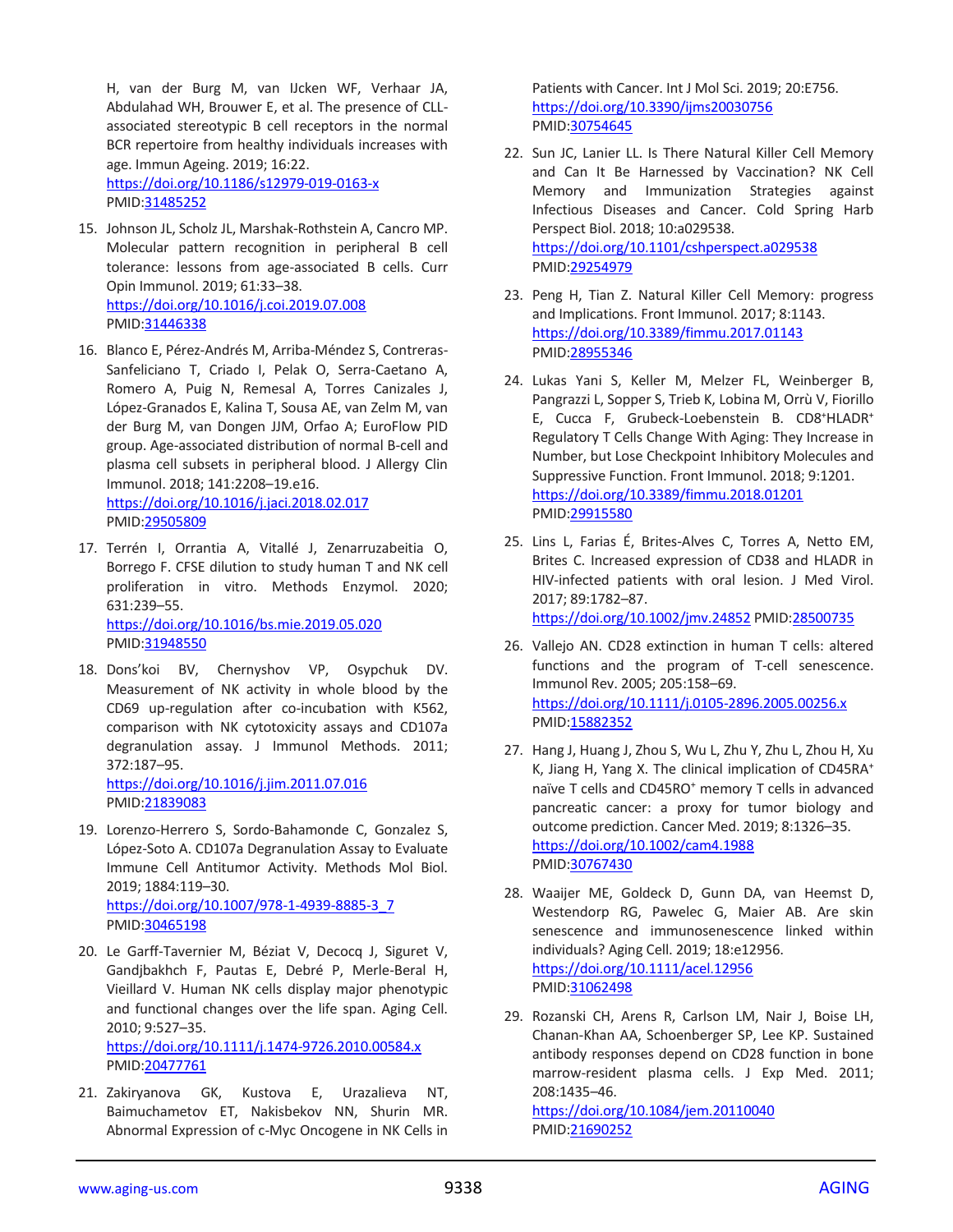H, van der Burg M, van IJcken WF, Verhaar JA, Abdulahad WH, Brouwer E, et al. The presence of CLL-associated stereotypic B cell receptors in the normal BCR repertoire from healthy individuals increases with age. Immun Ageing. 2019; 16:22.
https://doi.org/10.1186/s12979-019-0163-x
PMID:31485252

15. Johnson JL, Scholz JL, Marshak-Rothstein A, Cancro MP. Molecular pattern recognition in peripheral B cell tolerance: lessons from age-associated B cells. Curr Opin Immunol. 2019; 61:33–38.
https://doi.org/10.1016/j.coi.2019.07.008
PMID:31446338

16. Blanco E, Pérez-Andrés M, Arriba-Méndez S, Contreras-Sanfeliciano T, Criado I, Pelak O, Serra-Caetano A, Romero A, Puig N, Remesal A, Torres Canizales J, López-Granados E, Kalina T, Sousa AE, van Zelm M, van der Burg M, van Dongen JJM, Orfao A; EuroFlow PID group. Age-associated distribution of normal B-cell and plasma cell subsets in peripheral blood. J Allergy Clin Immunol. 2018; 141:2208–19.e16.
https://doi.org/10.1016/j.jaci.2018.02.017
PMID:29505809

17. Terrén I, Orrantia A, Vitallé J, Zenarruzabeitia O, Borrego F. CFSE dilution to study human T and NK cell proliferation in vitro. Methods Enzymol. 2020; 631:239–55.
https://doi.org/10.1016/bs.mie.2019.05.020
PMID:31948550

18. Dons'koi BV, Chernyshov VP, Osypchuk DV. Measurement of NK activity in whole blood by the CD69 up-regulation after co-incubation with K562, comparison with NK cytotoxicity assays and CD107a degranulation assay. J Immunol Methods. 2011; 372:187–95.
https://doi.org/10.1016/j.jim.2011.07.016
PMID:21839083

19. Lorenzo-Herrero S, Sordo-Bahamonde C, Gonzalez S, López-Soto A. CD107a Degranulation Assay to Evaluate Immune Cell Antitumor Activity. Methods Mol Biol. 2019; 1884:119–30.
https://doi.org/10.1007/978-1-4939-8885-3_7
PMID:30465198

20. Le Garff-Tavernier M, Béziat V, Decocq J, Siguret V, Gandjbakhch F, Pautas E, Debré P, Merle-Beral H, Vieillard V. Human NK cells display major phenotypic and functional changes over the life span. Aging Cell. 2010; 9:527–35.
https://doi.org/10.1111/j.1474-9726.2010.00584.x
PMID:20477761

21. Zakiryanova GK, Kustova E, Urazalieva NT, Baimuchametov ET, Nakisbekov NN, Shurin MR. Abnormal Expression of c-Myc Oncogene in NK Cells in Patients with Cancer. Int J Mol Sci. 2019; 20:E756.
https://doi.org/10.3390/ijms20030756
PMID:30754645

22. Sun JC, Lanier LL. Is There Natural Killer Cell Memory and Can It Be Harnessed by Vaccination? NK Cell Memory and Immunization Strategies against Infectious Diseases and Cancer. Cold Spring Harb Perspect Biol. 2018; 10:a029538.
https://doi.org/10.1101/cshperspect.a029538
PMID:29254979

23. Peng H, Tian Z. Natural Killer Cell Memory: progress and Implications. Front Immunol. 2017; 8:1143.
https://doi.org/10.3389/fimmu.2017.01143
PMID:28955346

24. Lukas Yani S, Keller M, Melzer FL, Weinberger B, Pangrazzi L, Sopper S, Trieb K, Lobina M, Orrù V, Fiorillo E, Cucca F, Grubeck-Loebenstein B. CD8+HLADR+ Regulatory T Cells Change With Aging: They Increase in Number, but Lose Checkpoint Inhibitory Molecules and Suppressive Function. Front Immunol. 2018; 9:1201.
https://doi.org/10.3389/fimmu.2018.01201
PMID:29915580

25. Lins L, Farias É, Brites-Alves C, Torres A, Netto EM, Brites C. Increased expression of CD38 and HLADR in HIV-infected patients with oral lesion. J Med Virol. 2017; 89:1782–87.
https://doi.org/10.1002/jmv.24852 PMID:28500735

26. Vallejo AN. CD28 extinction in human T cells: altered functions and the program of T-cell senescence. Immunol Rev. 2005; 205:158–69.
https://doi.org/10.1111/j.0105-2896.2005.00256.x
PMID:15882352

27. Hang J, Huang J, Zhou S, Wu L, Zhu Y, Zhu L, Zhou H, Xu K, Jiang H, Yang X. The clinical implication of CD45RA+ naïve T cells and CD45RO+ memory T cells in advanced pancreatic cancer: a proxy for tumor biology and outcome prediction. Cancer Med. 2019; 8:1326–35.
https://doi.org/10.1002/cam4.1988
PMID:30767430

28. Waaijer ME, Goldeck D, Gunn DA, van Heemst D, Westendorp RG, Pawelec G, Maier AB. Are skin senescence and immunosenescence linked within individuals? Aging Cell. 2019; 18:e12956.
https://doi.org/10.1111/acel.12956
PMID:31062498

29. Rozanski CH, Arens R, Carlson LM, Nair J, Boise LH, Chanan-Khan AA, Schoenberger SP, Lee KP. Sustained antibody responses depend on CD28 function in bone marrow-resident plasma cells. J Exp Med. 2011; 208:1435–46.
https://doi.org/10.1084/jem.20110040
PMID:21690252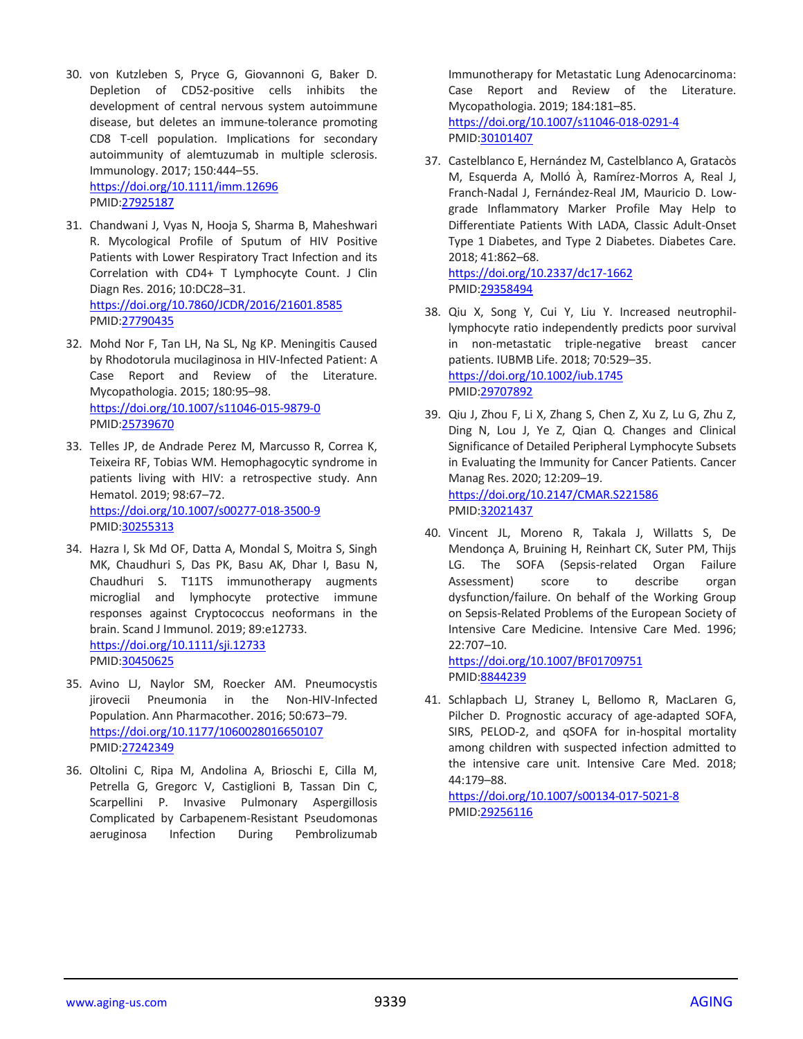30. von Kutzleben S, Pryce G, Giovannoni G, Baker D. Depletion of CD52-positive cells inhibits the development of central nervous system autoimmune disease, but deletes an immune-tolerance promoting CD8 T-cell population. Implications for secondary autoimmunity of alemtuzumab in multiple sclerosis. Immunology. 2017; 150:444–55.
https://doi.org/10.1111/imm.12696
PMID:27925187

31. Chandwani J, Vyas N, Hooja S, Sharma B, Maheshwari R. Mycological Profile of Sputum of HIV Positive Patients with Lower Respiratory Tract Infection and its Correlation with CD4+ T Lymphocyte Count. J Clin Diagn Res. 2016; 10:DC28–31.
https://doi.org/10.7860/JCDR/2016/21601.8585
PMID:27790435

32. Mohd Nor F, Tan LH, Na SL, Ng KP. Meningitis Caused by Rhodotorula mucilaginosa in HIV-Infected Patient: A Case Report and Review of the Literature. Mycopathologia. 2015; 180:95–98.
https://doi.org/10.1007/s11046-015-9879-0
PMID:25739670

33. Telles JP, de Andrade Perez M, Marcusso R, Correa K, Teixeira RF, Tobias WM. Hemophagocytic syndrome in patients living with HIV: a retrospective study. Ann Hematol. 2019; 98:67–72.
https://doi.org/10.1007/s00277-018-3500-9
PMID:30255313

34. Hazra I, Sk Md OF, Datta A, Mondal S, Moitra S, Singh MK, Chaudhuri S, Das PK, Basu AK, Dhar I, Basu N, Chaudhuri S. T11TS immunotherapy augments microglial and lymphocyte protective immune responses against Cryptococcus neoformans in the brain. Scand J Immunol. 2019; 89:e12733.
https://doi.org/10.1111/sji.12733
PMID:30450625

35. Avino LJ, Naylor SM, Roecker AM. Pneumocystis jirovecii Pneumonia in the Non-HIV-Infected Population. Ann Pharmacother. 2016; 50:673–79.
https://doi.org/10.1177/1060028016650107
PMID:27242349

36. Oltolini C, Ripa M, Andolina A, Brioschi E, Cilla M, Petrella G, Gregorc V, Castiglioni B, Tassan Din C, Scarpellini P. Invasive Pulmonary Aspergillosis Complicated by Carbapenem-Resistant Pseudomonas aeruginosa Infection During Pembrolizumab Immunotherapy for Metastatic Lung Adenocarcinoma: Case Report and Review of the Literature. Mycopathologia. 2019; 184:181–85.
https://doi.org/10.1007/s11046-018-0291-4
PMID:30101407

37. Castelblanco E, Hernández M, Castelblanco A, Gratacòs M, Esquerda A, Molló À, Ramírez-Morros A, Real J, Franch-Nadal J, Fernández-Real JM, Mauricio D. Low-grade Inflammatory Marker Profile May Help to Differentiate Patients With LADA, Classic Adult-Onset Type 1 Diabetes, and Type 2 Diabetes. Diabetes Care. 2018; 41:862–68.
https://doi.org/10.2337/dc17-1662
PMID:29358494

38. Qiu X, Song Y, Cui Y, Liu Y. Increased neutrophil-lymphocyte ratio independently predicts poor survival in non-metastatic triple-negative breast cancer patients. IUBMB Life. 2018; 70:529–35.
https://doi.org/10.1002/iub.1745
PMID:29707892

39. Qiu J, Zhou F, Li X, Zhang S, Chen Z, Xu Z, Lu G, Zhu Z, Ding N, Lou J, Ye Z, Qian Q. Changes and Clinical Significance of Detailed Peripheral Lymphocyte Subsets in Evaluating the Immunity for Cancer Patients. Cancer Manag Res. 2020; 12:209–19.
https://doi.org/10.2147/CMAR.S221586
PMID:32021437

40. Vincent JL, Moreno R, Takala J, Willatts S, De Mendonça A, Bruining H, Reinhart CK, Suter PM, Thijs LG. The SOFA (Sepsis-related Organ Failure Assessment) score to describe organ dysfunction/failure. On behalf of the Working Group on Sepsis-Related Problems of the European Society of Intensive Care Medicine. Intensive Care Med. 1996; 22:707–10.
https://doi.org/10.1007/BF01709751
PMID:8844239

41. Schlapbach LJ, Straney L, Bellomo R, MacLaren G, Pilcher D. Prognostic accuracy of age-adapted SOFA, SIRS, PELOD-2, and qSOFA for in-hospital mortality among children with suspected infection admitted to the intensive care unit. Intensive Care Med. 2018; 44:179–88.
https://doi.org/10.1007/s00134-017-5021-8
PMID:29256116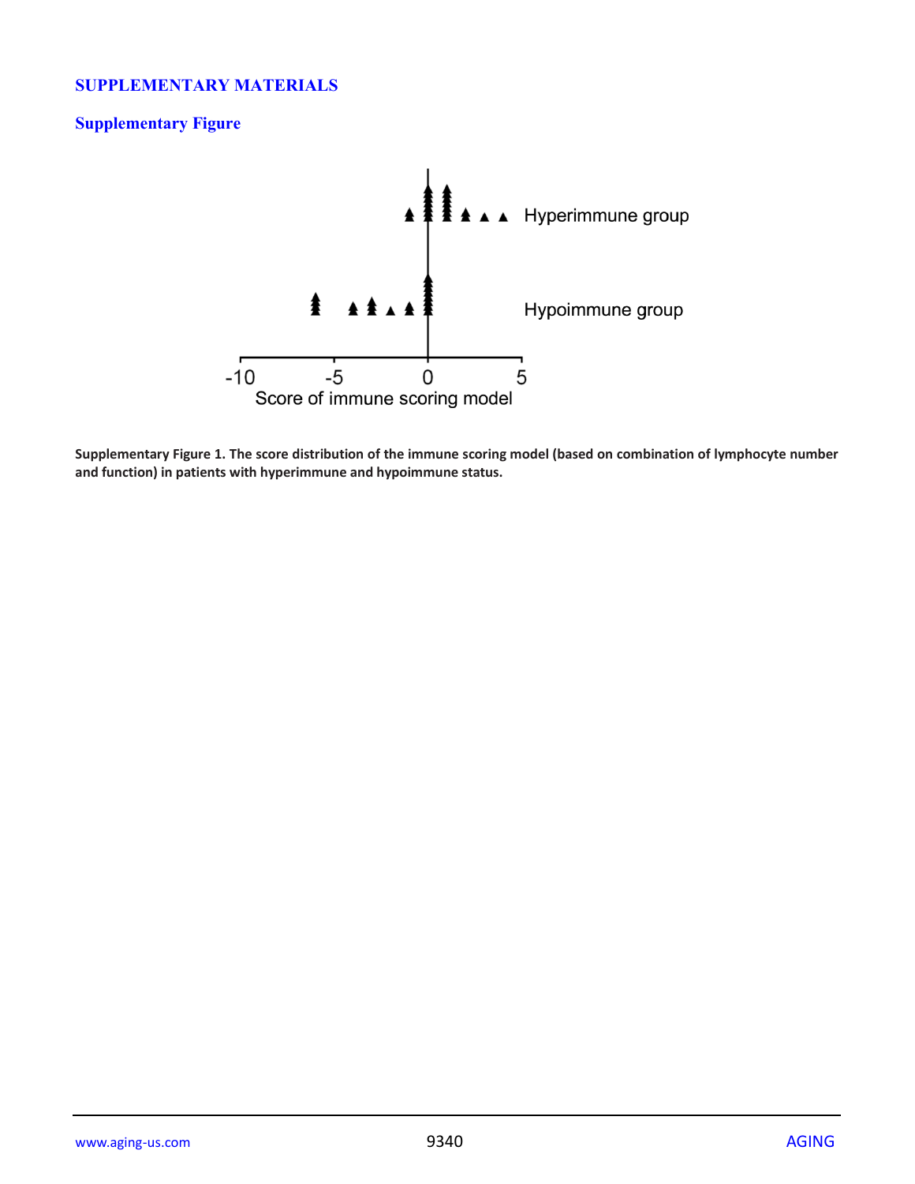# SUPPLEMENTARY MATERIALS

## Supplementary Figure

**Supplementary Figure 1. The score distribution of the immune scoring model (based on combination of lymphocyte number and function) in patients with hyperimmune and hypoimmune status.**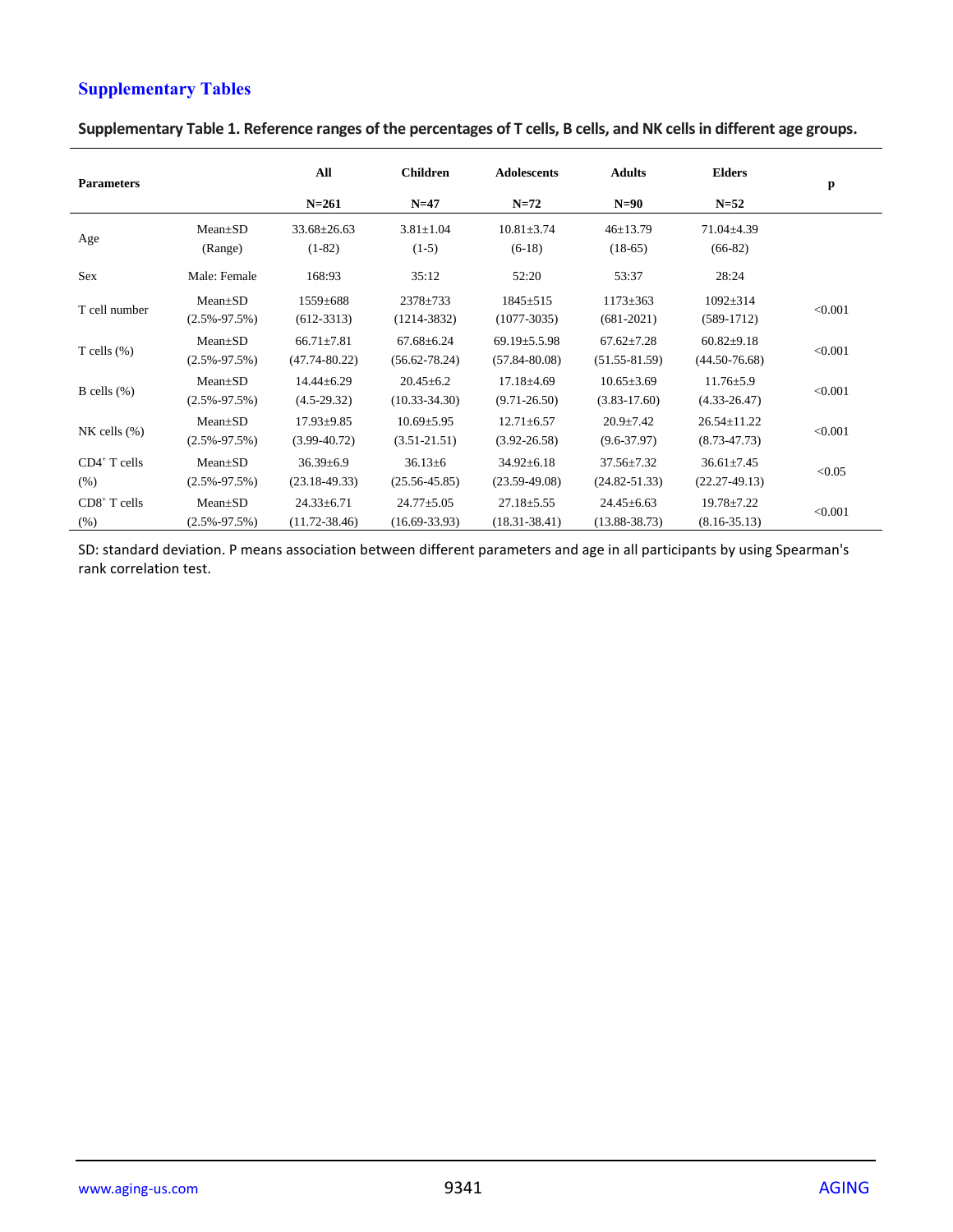## Supplementary Tables

**Supplementary Table 1. Reference ranges of the percentages of T cells, B cells, and NK cells in different age groups.**

| Parameters | | All | Children | Adolescents | Adults | Elders | p |
|---|---|---|---|---|---|---|---|
| | | N=261 | N=47 | N=72 | N=90 | N=52 | |
| Age | Mean±SD (Range) | 33.68±26.63 (1-82) | 3.81±1.04 (1-5) | 10.81±3.74 (6-18) | 46±13.79 (18-65) | 71.04±4.39 (66-82) | |
| Sex | Male: Female | 168:93 | 35:12 | 52:20 | 53:37 | 28:24 | |
| T cell number | Mean±SD (2.5%-97.5%) | 1559±688 (612-3313) | 2378±733 (1214-3832) | 1845±515 (1077-3035) | 1173±363 (681-2021) | 1092±314 (589-1712) | <0.001 |
| T cells (%) | Mean±SD (2.5%-97.5%) | 66.71±7.81 (47.74-80.22) | 67.68±6.24 (56.62-78.24) | 69.19±5.5.98 (57.84-80.08) | 67.62±7.28 (51.55-81.59) | 60.82±9.18 (44.50-76.68) | <0.001 |
| B cells (%) | Mean±SD (2.5%-97.5%) | 14.44±6.29 (4.5-29.32) | 20.45±6.2 (10.33-34.30) | 17.18±4.69 (9.71-26.50) | 10.65±3.69 (3.83-17.60) | 11.76±5.9 (4.33-26.47) | <0.001 |
| NK cells (%) | Mean±SD (2.5%-97.5%) | 17.93±9.85 (3.99-40.72) | 10.69±5.95 (3.51-21.51) | 12.71±6.57 (3.92-26.58) | 20.9±7.42 (9.6-37.97) | 26.54±11.22 (8.73-47.73) | <0.001 |
| $CD4^+$ T cells (%) | Mean±SD (2.5%-97.5%) | 36.39±6.9 (23.18-49.33) | 36.13±6 (25.56-45.85) | 34.92±6.18 (23.59-49.08) | 37.56±7.32 (24.82-51.33) | 36.61±7.45 (22.27-49.13) | <0.05 |
| $CD8^+$ T cells (%) | Mean±SD (2.5%-97.5%) | 24.33±6.71 (11.72-38.46) | 24.77±5.05 (16.69-33.93) | 27.18±5.55 (18.31-38.41) | 24.45±6.63 (13.88-38.73) | 19.78±7.22 (8.16-35.13) | <0.001 |

SD: standard deviation. P means association between different parameters and age in all participants by using Spearman's rank correlation test.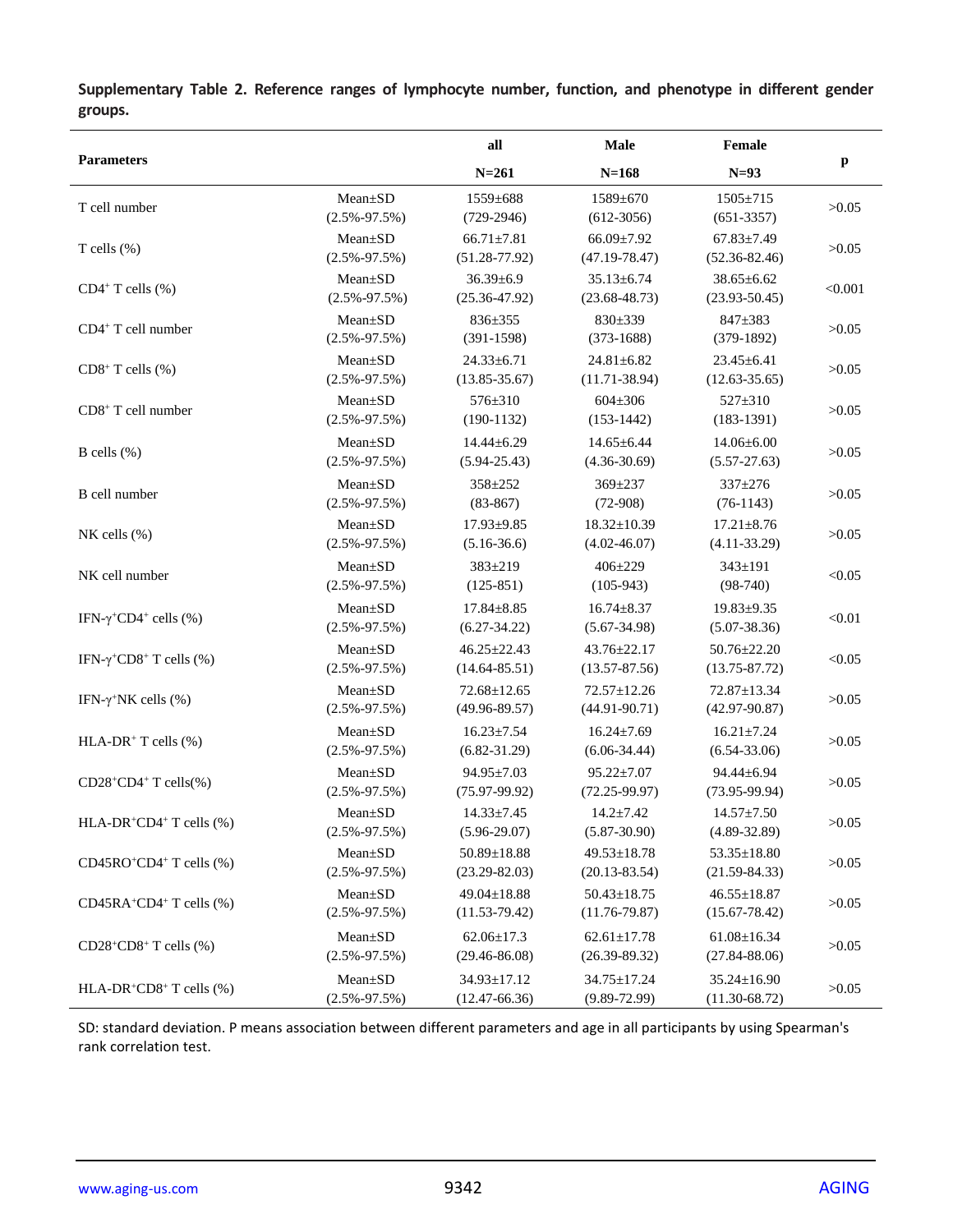**Supplementary Table 2. Reference ranges of lymphocyte number, function, and phenotype in different gender groups.**

| Parameters | | all N=261 | Male N=168 | Female N=93 | p |
|---|---|---|---|---|---|
| T cell number | Mean±SD (2.5%-97.5%) | 1559±688 (729-2946) | 1589±670 (612-3056) | 1505±715 (651-3357) | >0.05 |
| T cells (%) | Mean±SD (2.5%-97.5%) | 66.71±7.81 (51.28-77.92) | 66.09±7.92 (47.19-78.47) | 67.83±7.49 (52.36-82.46) | >0.05 |
| $CD4^+$ T cells (%) | Mean±SD (2.5%-97.5%) | 36.39±6.9 (25.36-47.92) | 35.13±6.74 (23.68-48.73) | 38.65±6.62 (23.93-50.45) | <0.001 |
| $CD4^+$ T cell number | Mean±SD (2.5%-97.5%) | 836±355 (391-1598) | 830±339 (373-1688) | 847±383 (379-1892) | >0.05 |
| $CD8^+$ T cells (%) | Mean±SD (2.5%-97.5%) | 24.33±6.71 (13.85-35.67) | 24.81±6.82 (11.71-38.94) | 23.45±6.41 (12.63-35.65) | >0.05 |
| $CD8^+$ T cell number | Mean±SD (2.5%-97.5%) | 576±310 (190-1132) | 604±306 (153-1442) | 527±310 (183-1391) | >0.05 |
| B cells (%) | Mean±SD (2.5%-97.5%) | 14.44±6.29 (5.94-25.43) | 14.65±6.44 (4.36-30.69) | 14.06±6.00 (5.57-27.63) | >0.05 |
| B cell number | Mean±SD (2.5%-97.5%) | 358±252 (83-867) | 369±237 (72-908) | 337±276 (76-1143) | >0.05 |
| NK cells (%) | Mean±SD (2.5%-97.5%) | 17.93±9.85 (5.16-36.6) | 18.32±10.39 (4.02-46.07) | 17.21±8.76 (4.11-33.29) | >0.05 |
| NK cell number | Mean±SD (2.5%-97.5%) | 383±219 (125-851) | 406±229 (105-943) | 343±191 (98-740) | <0.05 |
| $IFN\text{-}\gamma^+CD4^+$ cells (%) | Mean±SD (2.5%-97.5%) | 17.84±8.85 (6.27-34.22) | 16.74±8.37 (5.67-34.98) | 19.83±9.35 (5.07-38.36) | <0.01 |
| $IFN\text{-}\gamma^+CD8^+$ T cells (%) | Mean±SD (2.5%-97.5%) | 46.25±22.43 (14.64-85.51) | 43.76±22.17 (13.57-87.56) | 50.76±22.20 (13.75-87.72) | <0.05 |
| $IFN\text{-}\gamma^+$NK cells (%) | Mean±SD (2.5%-97.5%) | 72.68±12.65 (49.96-89.57) | 72.57±12.26 (44.91-90.71) | 72.87±13.34 (42.97-90.87) | >0.05 |
| $HLA\text{-}DR^+$ T cells (%) | Mean±SD (2.5%-97.5%) | 16.23±7.54 (6.82-31.29) | 16.24±7.69 (6.06-34.44) | 16.21±7.24 (6.54-33.06) | >0.05 |
| $CD28^+CD4^+$ T cells(%) | Mean±SD (2.5%-97.5%) | 94.95±7.03 (75.97-99.92) | 95.22±7.07 (72.25-99.97) | 94.44±6.94 (73.95-99.94) | >0.05 |
| $HLA\text{-}DR^+CD4^+$ T cells (%) | Mean±SD (2.5%-97.5%) | 14.33±7.45 (5.96-29.07) | 14.2±7.42 (5.87-30.90) | 14.57±7.50 (4.89-32.89) | >0.05 |
| $CD45RO^+CD4^+$ T cells (%) | Mean±SD (2.5%-97.5%) | 50.89±18.88 (23.29-82.03) | 49.53±18.78 (20.13-83.54) | 53.35±18.80 (21.59-84.33) | >0.05 |
| $CD45RA^+CD4^+$ T cells (%) | Mean±SD (2.5%-97.5%) | 49.04±18.88 (11.53-79.42) | 50.43±18.75 (11.76-79.87) | 46.55±18.87 (15.67-78.42) | >0.05 |
| $CD28^+CD8^+$ T cells (%) | Mean±SD (2.5%-97.5%) | 62.06±17.3 (29.46-86.08) | 62.61±17.78 (26.39-89.32) | 61.08±16.34 (27.84-88.06) | >0.05 |
| $HLA\text{-}DR^+CD8^+$ T cells (%) | Mean±SD (2.5%-97.5%) | 34.93±17.12 (12.47-66.36) | 34.75±17.24 (9.89-72.99) | 35.24±16.90 (11.30-68.72) | >0.05 |

SD: standard deviation. P means association between different parameters and age in all participants by using Spearman's rank correlation test.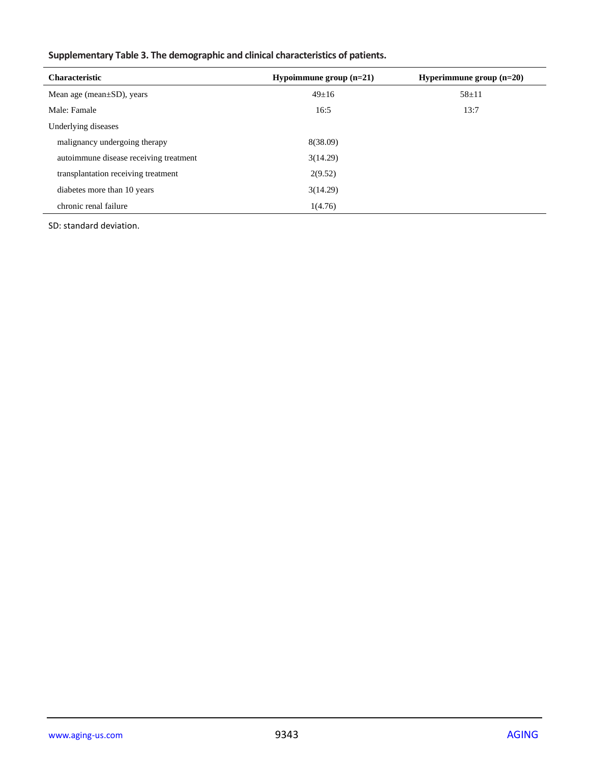**Supplementary Table 3. The demographic and clinical characteristics of patients.**

| Characteristic | Hypoimmune group (n=21) | Hyperimmune group (n=20) |
|---|---|---|
| Mean age (mean±SD), years | 49±16 | 58±11 |
| Male: Famale | 16:5 | 13:7 |
| Underlying diseases | | |
| malignancy undergoing therapy | 8(38.09) | |
| autoimmune disease receiving treatment | 3(14.29) | |
| transplantation receiving treatment | 2(9.52) | |
| diabetes more than 10 years | 3(14.29) | |
| chronic renal failure | 1(4.76) | |

SD: standard deviation.